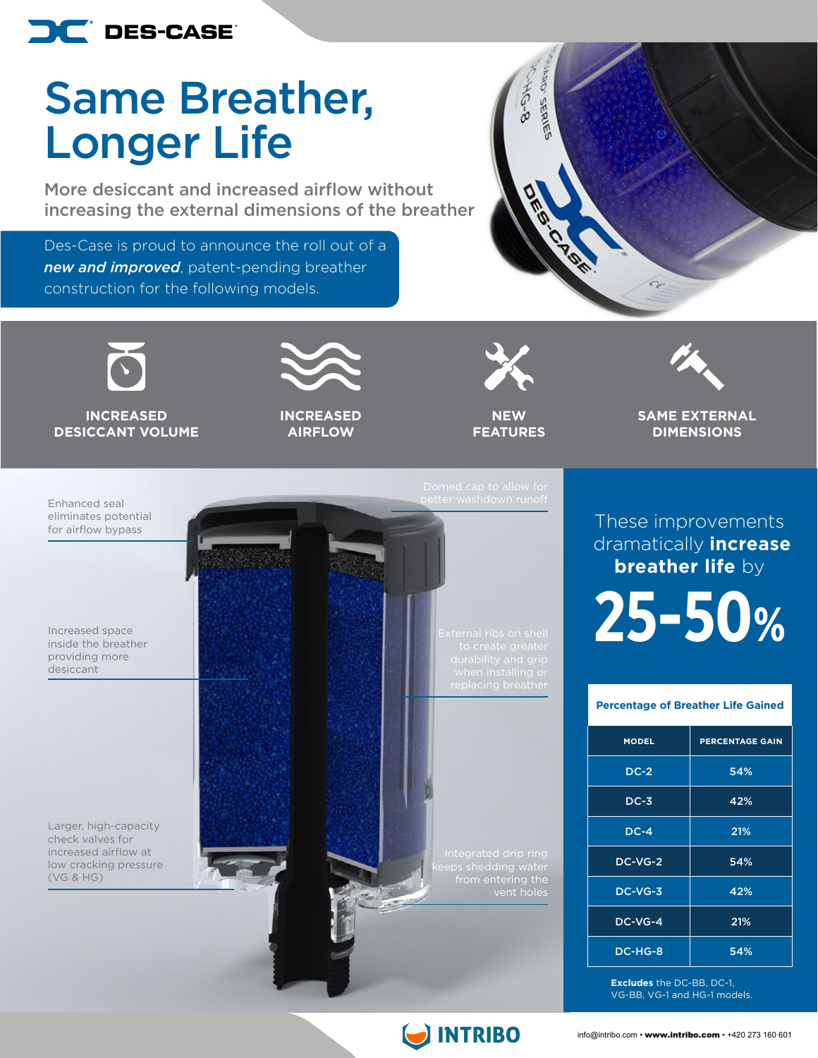DES-CASE

# Same Breather, Longer Life

## More desiccant and increased airflow without increasing the external dimensions of the breather

Des-Case is proud to announce the roll out of a ***new and improved***, patent-pending breather construction for the following models.

**INCREASED DESICCANT VOLUME**

**INCREASED AIRFLOW**

**NEW FEATURES**

**SAME EXTERNAL DIMENSIONS**

Enhanced seal eliminates potential for airflow bypass

Increased space inside the breather providing more desiccant

Larger, high-capacity check valves for increased airflow at low cracking pressure (VG & HG)

Domed cap to allow for better washdown runoff

External ribs on shell to create greater durability and grip when installing or replacing breather

Integrated drip ring keeps shedding water from entering the vent holes

These improvements dramatically **increase breather life** by

# 25-50%

**Percentage of Breather Life Gained**

| MODEL | PERCENTAGE GAIN |
|---|---|
| DC-2 | 54% |
| DC-3 | 42% |
| DC-4 | 21% |
| DC-VG-2 | 54% |
| DC-VG-3 | 42% |
| DC-VG-4 | 21% |
| DC-HG-8 | 54% |

**Excludes** the DC-BB, DC-1, VG-BB, VG-1 and HG-1 models.

INTRIBO

info@intribo.com • **www.intribo.com** • +420 273 160 601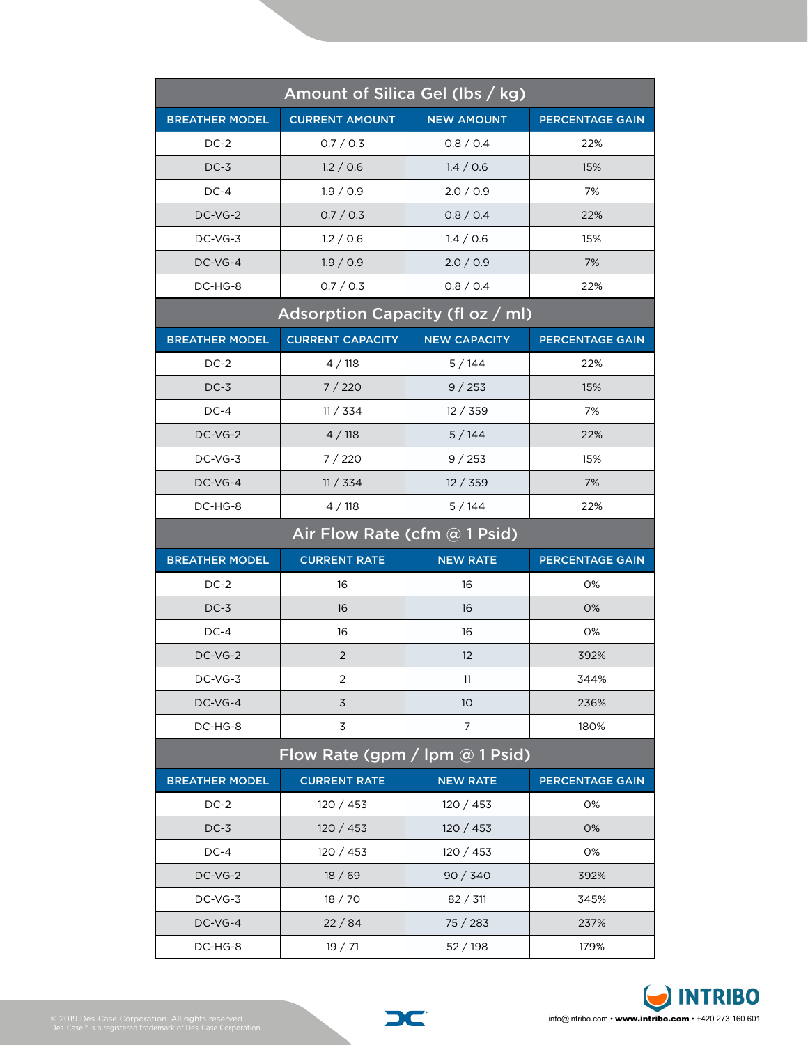## Amount of Silica Gel (lbs / kg)

| BREATHER MODEL | CURRENT AMOUNT | NEW AMOUNT | PERCENTAGE GAIN |
|---|---|---|---|
| DC-2 | 0.7 / 0.3 | 0.8 / 0.4 | 22% |
| DC-3 | 1.2 / 0.6 | 1.4 / 0.6 | 15% |
| DC-4 | 1.9 / 0.9 | 2.0 / 0.9 | 7% |
| DC-VG-2 | 0.7 / 0.3 | 0.8 / 0.4 | 22% |
| DC-VG-3 | 1.2 / 0.6 | 1.4 / 0.6 | 15% |
| DC-VG-4 | 1.9 / 0.9 | 2.0 / 0.9 | 7% |
| DC-HG-8 | 0.7 / 0.3 | 0.8 / 0.4 | 22% |

## Adsorption Capacity (fl oz / ml)

| BREATHER MODEL | CURRENT CAPACITY | NEW CAPACITY | PERCENTAGE GAIN |
|---|---|---|---|
| DC-2 | 4 / 118 | 5 / 144 | 22% |
| DC-3 | 7 / 220 | 9 / 253 | 15% |
| DC-4 | 11 / 334 | 12 / 359 | 7% |
| DC-VG-2 | 4 / 118 | 5 / 144 | 22% |
| DC-VG-3 | 7 / 220 | 9 / 253 | 15% |
| DC-VG-4 | 11 / 334 | 12 / 359 | 7% |
| DC-HG-8 | 4 / 118 | 5 / 144 | 22% |

## Air Flow Rate (cfm @ 1 Psid)

| BREATHER MODEL | CURRENT RATE | NEW RATE | PERCENTAGE GAIN |
|---|---|---|---|
| DC-2 | 16 | 16 | 0% |
| DC-3 | 16 | 16 | 0% |
| DC-4 | 16 | 16 | 0% |
| DC-VG-2 | 2 | 12 | 392% |
| DC-VG-3 | 2 | 11 | 344% |
| DC-VG-4 | 3 | 10 | 236% |
| DC-HG-8 | 3 | 7 | 180% |

## Flow Rate (gpm / lpm @ 1 Psid)

| BREATHER MODEL | CURRENT RATE | NEW RATE | PERCENTAGE GAIN |
|---|---|---|---|
| DC-2 | 120 / 453 | 120 / 453 | 0% |
| DC-3 | 120 / 453 | 120 / 453 | 0% |
| DC-4 | 120 / 453 | 120 / 453 | 0% |
| DC-VG-2 | 18 / 69 | 90 / 340 | 392% |
| DC-VG-3 | 18 / 70 | 82 / 311 | 345% |
| DC-VG-4 | 22 / 84 | 75 / 283 | 237% |
| DC-HG-8 | 19 / 71 | 52 / 198 | 179% |

© 2019 Des-Case Corporation. All rights reserved.
Des-Case ® is a registered trademark of Des-Case Corporation.

INTRIBO

info@intribo.com • **www.intribo.com** • +420 273 160 601